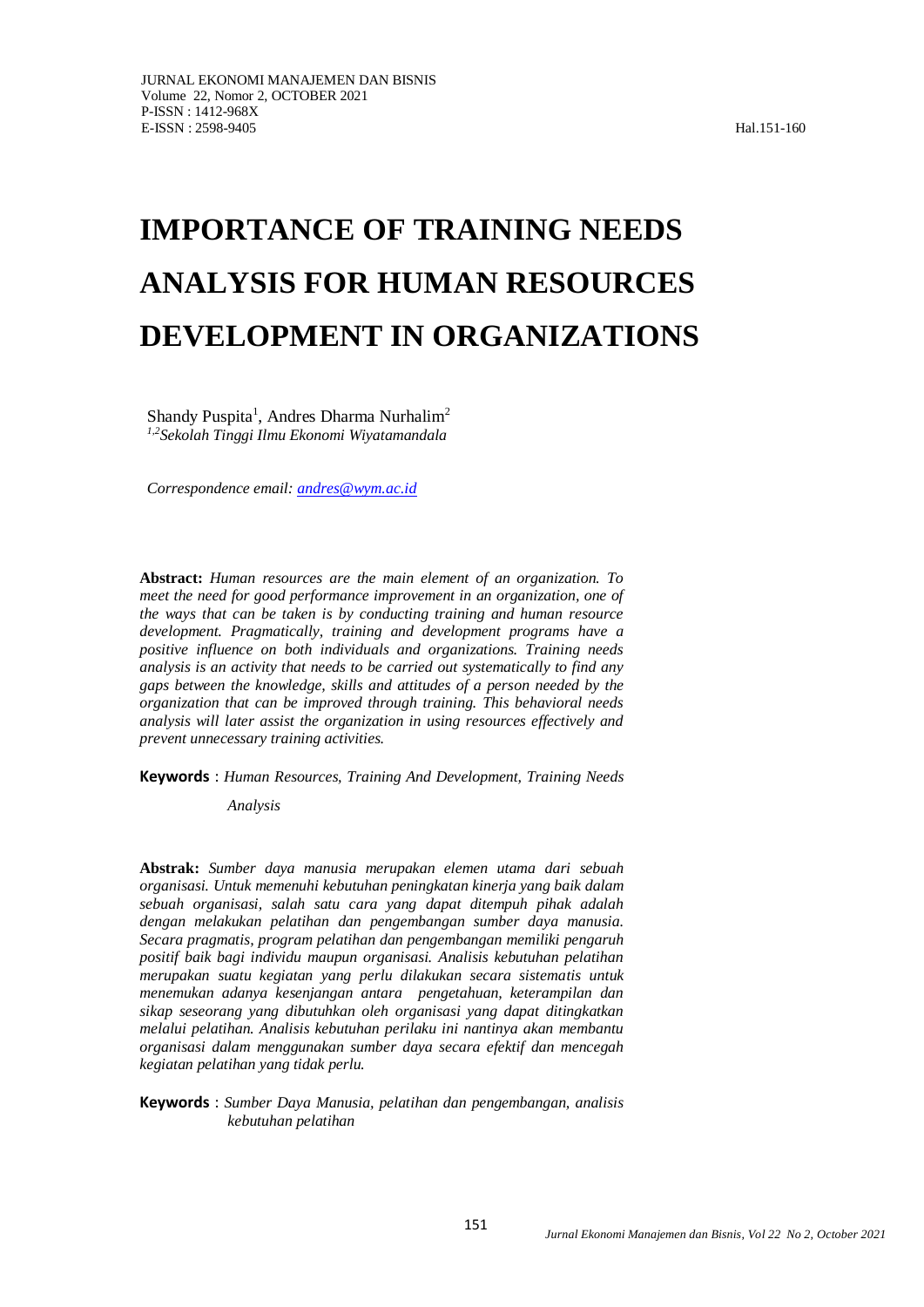# IMPORTANCE OF TRAINING NEEDS ANALYSIS FOR HUMAN RESOURCES DEVELOPMENT IN ORGANIZATIONS

Shandy Puspita[1], Andres Dharma Nurhalim[2]

*[1,2]Sekolah Tinggi Ilmu Ekonomi Wiyatamandala*

*Correspondence email: [andres@wym.ac.id](mailto:andres@wym.ac.id)*

**Abstract:** *Human resources are the main element of an organization. To meet the need for good performance improvement in an organization, one of the ways that can be taken is by conducting training and human resource development. Pragmatically, training and development programs have a positive influence on both individuals and organizations. Training needs analysis is an activity that needs to be carried out systematically to find any gaps between the knowledge, skills and attitudes of a person needed by the organization that can be improved through training. This behavioral needs analysis will later assist the organization in using resources effectively and prevent unnecessary training activities.*

**Keywords** : *Human Resources, Training And Development, Training Needs Analysis*

**Abstrak:** *Sumber daya manusia merupakan elemen utama dari sebuah organisasi. Untuk memenuhi kebutuhan peningkatan kinerja yang baik dalam sebuah organisasi, salah satu cara yang dapat ditempuh pihak adalah dengan melakukan pelatihan dan pengembangan sumber daya manusia. Secara pragmatis, program pelatihan dan pengembangan memiliki pengaruh positif baik bagi individu maupun organisasi. Analisis kebutuhan pelatihan merupakan suatu kegiatan yang perlu dilakukan secara sistematis untuk menemukan adanya kesenjangan antara pengetahuan, keterampilan dan sikap seseorang yang dibutuhkan oleh organisasi yang dapat ditingkatkan melalui pelatihan. Analisis kebutuhan perilaku ini nantinya akan membantu organisasi dalam menggunakan sumber daya secara efektif dan mencegah kegiatan pelatihan yang tidak perlu.*

**Keywords** : *Sumber Daya Manusia, pelatihan dan pengembangan, analisis kebutuhan pelatihan*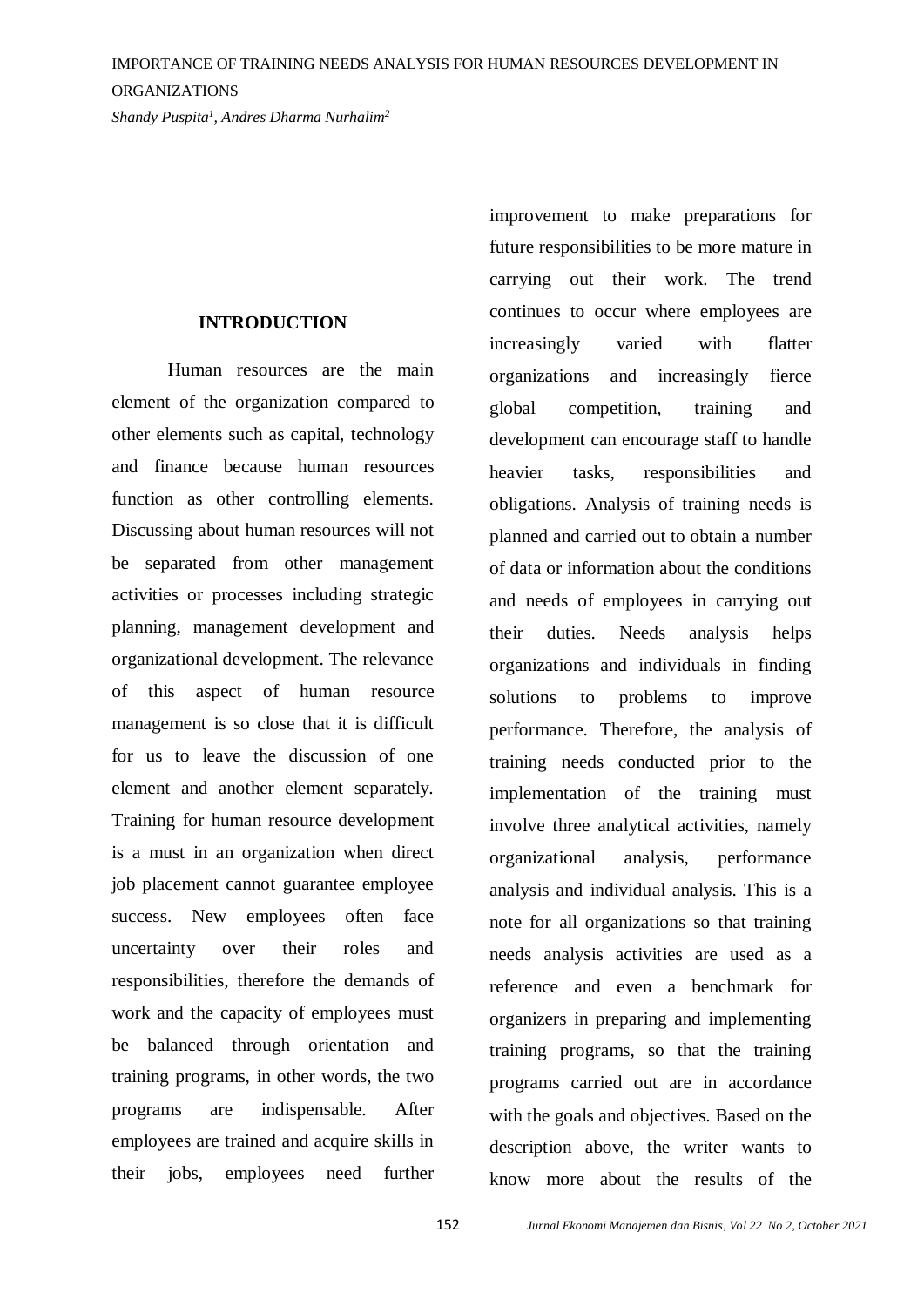## INTRODUCTION

Human resources are the main element of the organization compared to other elements such as capital, technology and finance because human resources function as other controlling elements. Discussing about human resources will not be separated from other management activities or processes including strategic planning, management development and organizational development. The relevance of this aspect of human resource management is so close that it is difficult for us to leave the discussion of one element and another element separately. Training for human resource development is a must in an organization when direct job placement cannot guarantee employee success. New employees often face uncertainty over their roles and responsibilities, therefore the demands of work and the capacity of employees must be balanced through orientation and training programs, in other words, the two programs are indispensable. After employees are trained and acquire skills in their jobs, employees need further improvement to make preparations for future responsibilities to be more mature in carrying out their work. The trend continues to occur where employees are increasingly varied with flatter organizations and increasingly fierce global competition, training and development can encourage staff to handle heavier tasks, responsibilities and obligations. Analysis of training needs is planned and carried out to obtain a number of data or information about the conditions and needs of employees in carrying out their duties. Needs analysis helps organizations and individuals in finding solutions to problems to improve performance. Therefore, the analysis of training needs conducted prior to the implementation of the training must involve three analytical activities, namely organizational analysis, performance analysis and individual analysis. This is a note for all organizations so that training needs analysis activities are used as a reference and even a benchmark for organizers in preparing and implementing training programs, so that the training programs carried out are in accordance with the goals and objectives. Based on the description above, the writer wants to know more about the results of the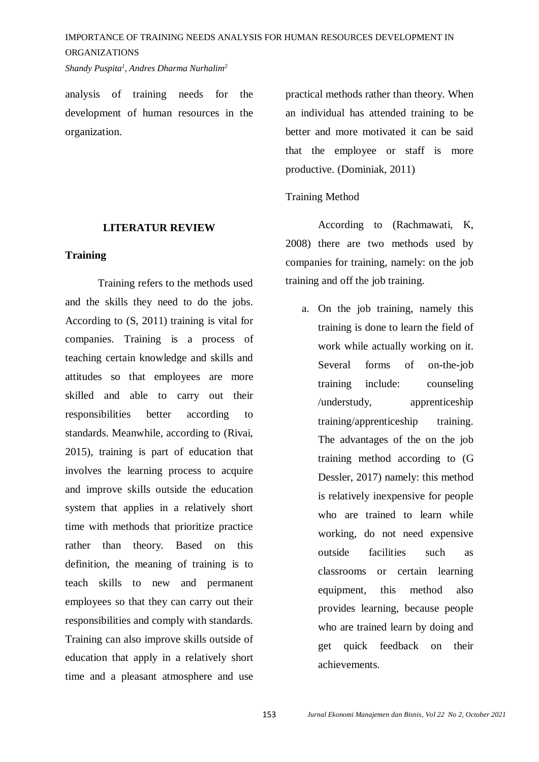analysis of training needs for the development of human resources in the organization.

## LITERATUR REVIEW

### Training

Training refers to the methods used and the skills they need to do the jobs. According to (S, 2011) training is vital for companies. Training is a process of teaching certain knowledge and skills and attitudes so that employees are more skilled and able to carry out their responsibilities better according to standards. Meanwhile, according to (Rivai, 2015), training is part of education that involves the learning process to acquire and improve skills outside the education system that applies in a relatively short time with methods that prioritize practice rather than theory. Based on this definition, the meaning of training is to teach skills to new and permanent employees so that they can carry out their responsibilities and comply with standards. Training can also improve skills outside of education that apply in a relatively short time and a pleasant atmosphere and use practical methods rather than theory. When an individual has attended training to be better and more motivated it can be said that the employee or staff is more productive. (Dominiak, 2011)

Training Method

According to (Rachmawati, K, 2008) there are two methods used by companies for training, namely: on the job training and off the job training.

a. On the job training, namely this training is done to learn the field of work while actually working on it. Several forms of on-the-job training include: counseling /understudy, apprenticeship training/apprenticeship training. The advantages of the on the job training method according to (G Dessler, 2017) namely: this method is relatively inexpensive for people who are trained to learn while working, do not need expensive outside facilities such as classrooms or certain learning equipment, this method also provides learning, because people who are trained learn by doing and get quick feedback on their achievements.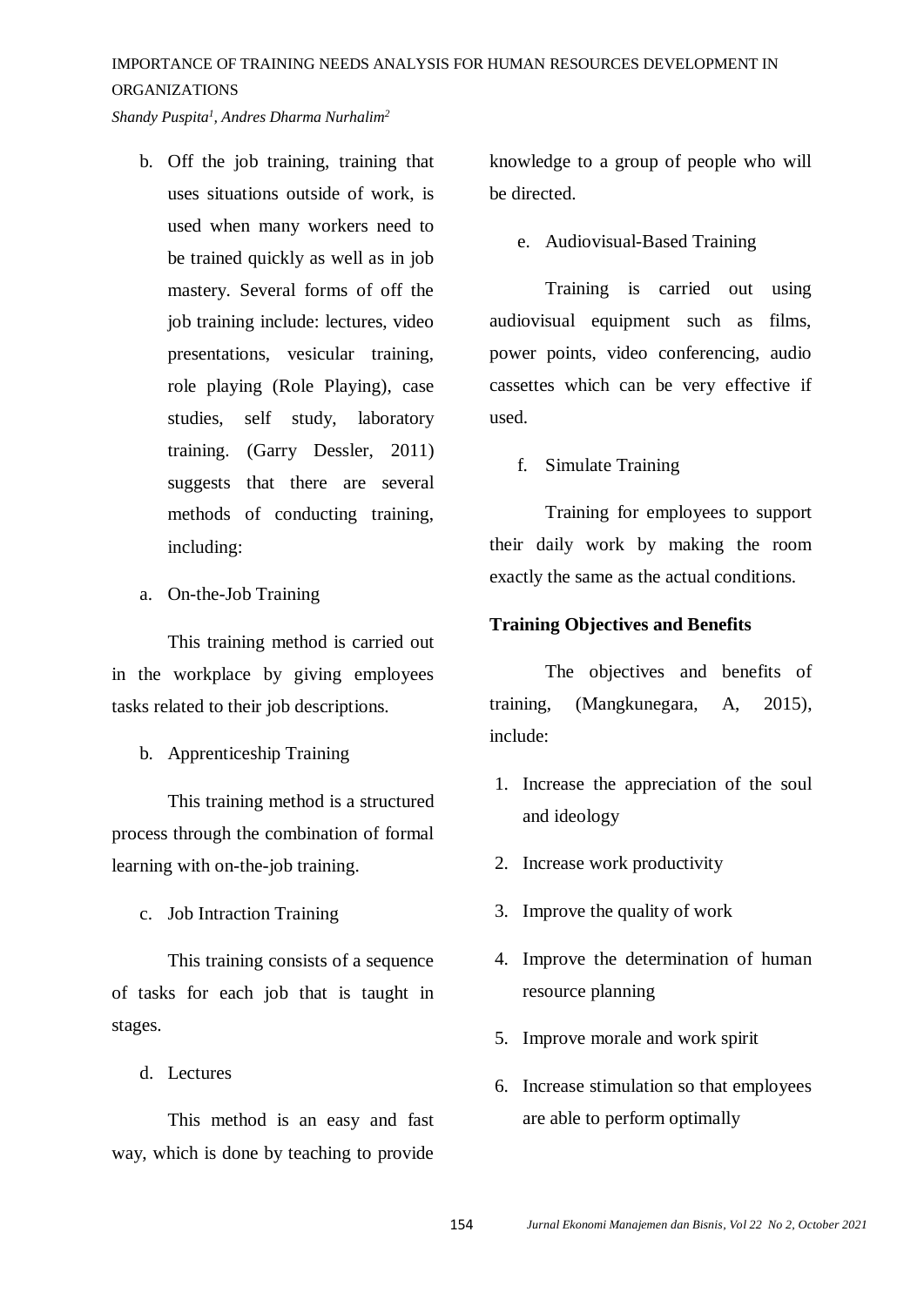b. Off the job training, training that uses situations outside of work, is used when many workers need to be trained quickly as well as in job mastery. Several forms of off the job training include: lectures, video presentations, vesicular training, role playing (Role Playing), case studies, self study, laboratory training. (Garry Dessler, 2011) suggests that there are several methods of conducting training, including:

a. On-the-Job Training

This training method is carried out in the workplace by giving employees tasks related to their job descriptions.

b. Apprenticeship Training

This training method is a structured process through the combination of formal learning with on-the-job training.

c. Job Intraction Training

This training consists of a sequence of tasks for each job that is taught in stages.

d. Lectures

This method is an easy and fast way, which is done by teaching to provide knowledge to a group of people who will be directed.

e. Audiovisual-Based Training

Training is carried out using audiovisual equipment such as films, power points, video conferencing, audio cassettes which can be very effective if used.

f. Simulate Training

Training for employees to support their daily work by making the room exactly the same as the actual conditions.

**Training Objectives and Benefits**

The objectives and benefits of training, (Mangkunegara, A, 2015), include:

1. Increase the appreciation of the soul and ideology
2. Increase work productivity
3. Improve the quality of work
4. Improve the determination of human resource planning
5. Improve morale and work spirit
6. Increase stimulation so that employees are able to perform optimally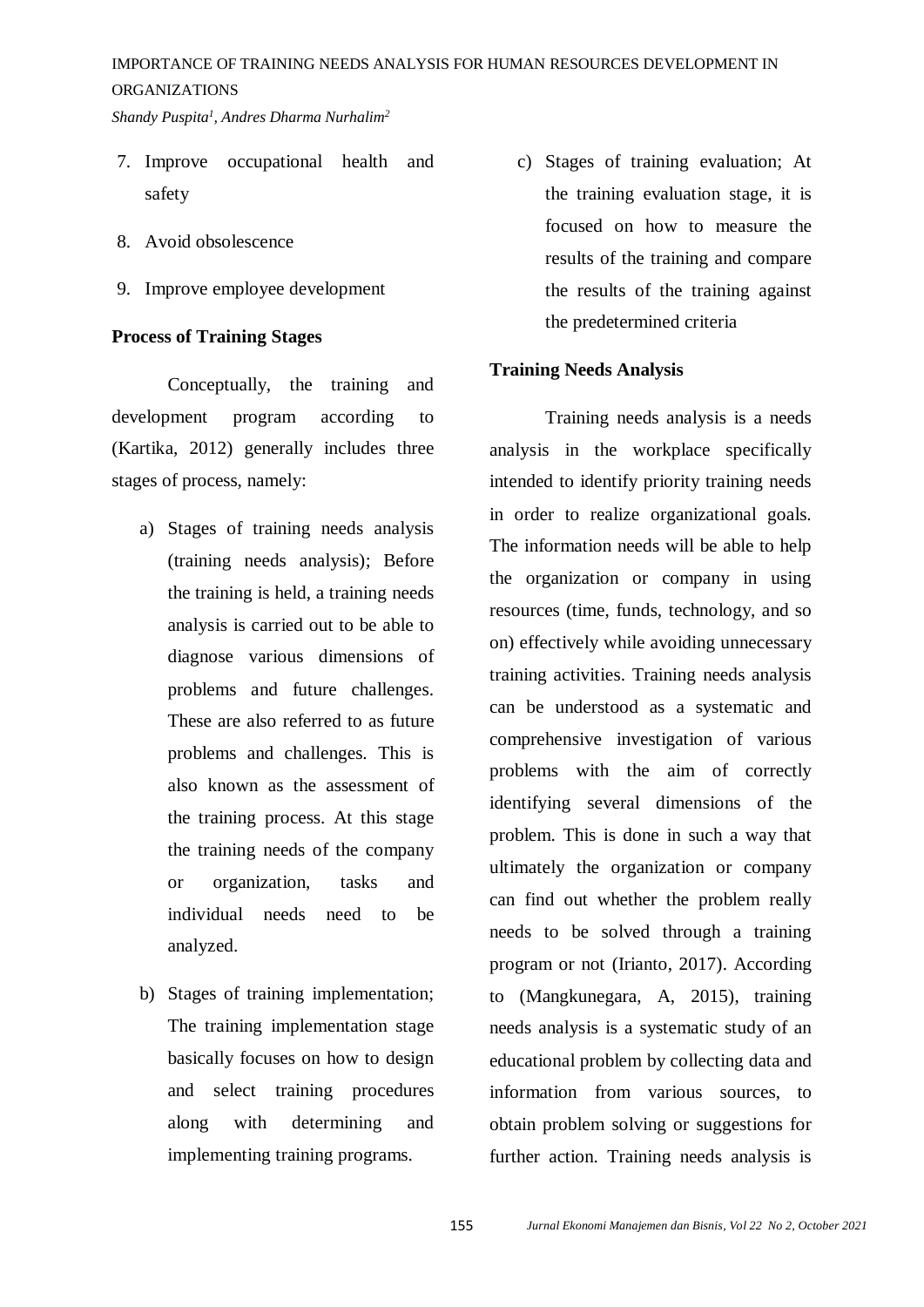7. Improve occupational health and safety
8. Avoid obsolescence
9. Improve employee development

**Process of Training Stages**

Conceptually, the training and development program according to (Kartika, 2012) generally includes three stages of process, namely:

a) Stages of training needs analysis (training needs analysis); Before the training is held, a training needs analysis is carried out to be able to diagnose various dimensions of problems and future challenges. These are also referred to as future problems and challenges. This is also known as the assessment of the training process. At this stage the training needs of the company or organization, tasks and individual needs need to be analyzed.

b) Stages of training implementation; The training implementation stage basically focuses on how to design and select training procedures along with determining and implementing training programs.

c) Stages of training evaluation; At the training evaluation stage, it is focused on how to measure the results of the training and compare the results of the training against the predetermined criteria

**Training Needs Analysis**

Training needs analysis is a needs analysis in the workplace specifically intended to identify priority training needs in order to realize organizational goals. The information needs will be able to help the organization or company in using resources (time, funds, technology, and so on) effectively while avoiding unnecessary training activities. Training needs analysis can be understood as a systematic and comprehensive investigation of various problems with the aim of correctly identifying several dimensions of the problem. This is done in such a way that ultimately the organization or company can find out whether the problem really needs to be solved through a training program or not (Irianto, 2017). According to (Mangkunegara, A, 2015), training needs analysis is a systematic study of an educational problem by collecting data and information from various sources, to obtain problem solving or suggestions for further action. Training needs analysis is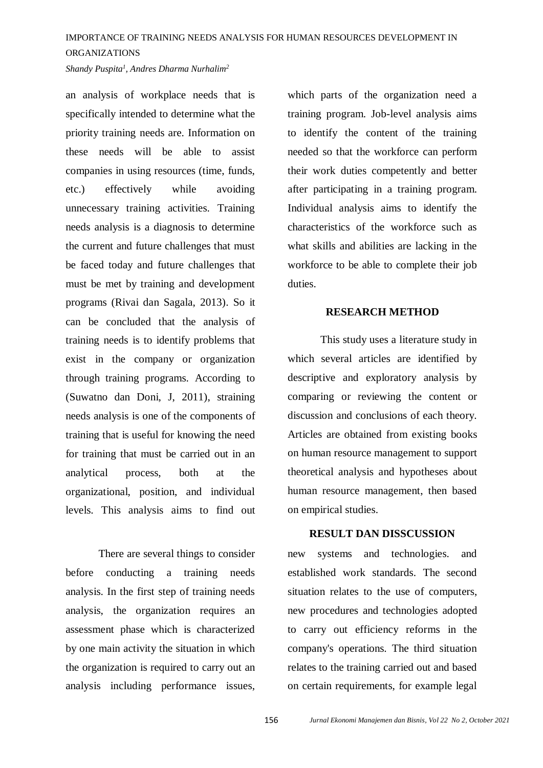an analysis of workplace needs that is specifically intended to determine what the priority training needs are. Information on these needs will be able to assist companies in using resources (time, funds, etc.) effectively while avoiding unnecessary training activities. Training needs analysis is a diagnosis to determine the current and future challenges that must be faced today and future challenges that must be met by training and development programs (Rivai dan Sagala, 2013). So it can be concluded that the analysis of training needs is to identify problems that exist in the company or organization through training programs. According to (Suwatno dan Doni, J, 2011), straining needs analysis is one of the components of training that is useful for knowing the need for training that must be carried out in an analytical process, both at the organizational, position, and individual levels. This analysis aims to find out which parts of the organization need a training program. Job-level analysis aims to identify the content of the training needed so that the workforce can perform their work duties competently and better after participating in a training program. Individual analysis aims to identify the characteristics of the workforce such as what skills and abilities are lacking in the workforce to be able to complete their job duties.

## RESEARCH METHOD

This study uses a literature study in which several articles are identified by descriptive and exploratory analysis by comparing or reviewing the content or discussion and conclusions of each theory. Articles are obtained from existing books on human resource management to support theoretical analysis and hypotheses about human resource management, then based on empirical studies.

## RESULT DAN DISSCUSSION

There are several things to consider before conducting a training needs analysis. In the first step of training needs analysis, the organization requires an assessment phase which is characterized by one main activity the situation in which the organization is required to carry out an analysis including performance issues, new systems and technologies. and established work standards. The second situation relates to the use of computers, new procedures and technologies adopted to carry out efficiency reforms in the company's operations. The third situation relates to the training carried out and based on certain requirements, for example legal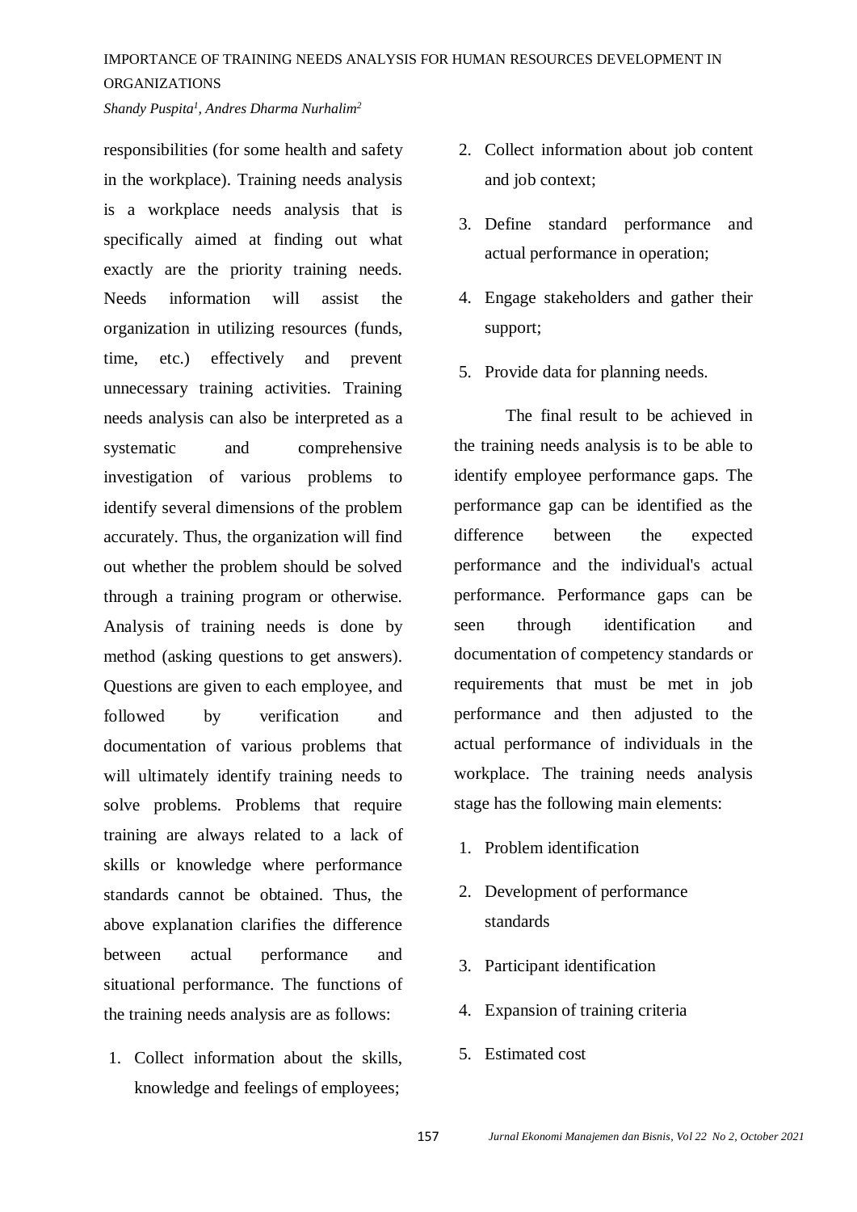responsibilities (for some health and safety in the workplace). Training needs analysis is a workplace needs analysis that is specifically aimed at finding out what exactly are the priority training needs. Needs information will assist the organization in utilizing resources (funds, time, etc.) effectively and prevent unnecessary training activities. Training needs analysis can also be interpreted as a systematic and comprehensive investigation of various problems to identify several dimensions of the problem accurately. Thus, the organization will find out whether the problem should be solved through a training program or otherwise. Analysis of training needs is done by method (asking questions to get answers). Questions are given to each employee, and followed by verification and documentation of various problems that will ultimately identify training needs to solve problems. Problems that require training are always related to a lack of skills or knowledge where performance standards cannot be obtained. Thus, the above explanation clarifies the difference between actual performance and situational performance. The functions of the training needs analysis are as follows:

1. Collect information about the skills, knowledge and feelings of employees;
2. Collect information about job content and job context;
3. Define standard performance and actual performance in operation;
4. Engage stakeholders and gather their support;
5. Provide data for planning needs.

The final result to be achieved in the training needs analysis is to be able to identify employee performance gaps. The performance gap can be identified as the difference between the expected performance and the individual's actual performance. Performance gaps can be seen through identification and documentation of competency standards or requirements that must be met in job performance and then adjusted to the actual performance of individuals in the workplace. The training needs analysis stage has the following main elements:

1. Problem identification
2. Development of performance standards
3. Participant identification
4. Expansion of training criteria
5. Estimated cost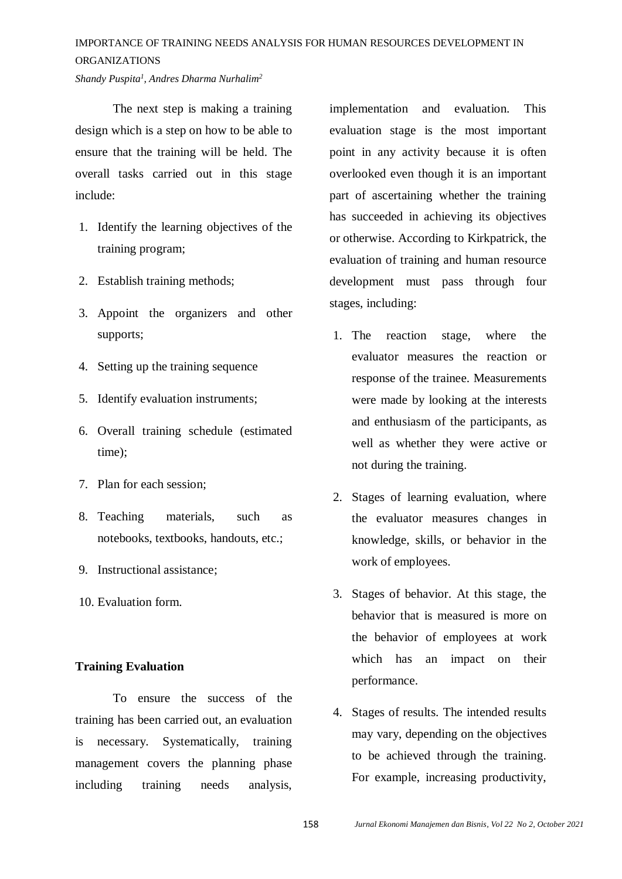The next step is making a training design which is a step on how to be able to ensure that the training will be held. The overall tasks carried out in this stage include:

1. Identify the learning objectives of the training program;
2. Establish training methods;
3. Appoint the organizers and other supports;
4. Setting up the training sequence
5. Identify evaluation instruments;
6. Overall training schedule (estimated time);
7. Plan for each session;
8. Teaching materials, such as notebooks, textbooks, handouts, etc.;
9. Instructional assistance;
10. Evaluation form.

**Training Evaluation**

To ensure the success of the training has been carried out, an evaluation is necessary. Systematically, training management covers the planning phase including training needs analysis, implementation and evaluation. This evaluation stage is the most important point in any activity because it is often overlooked even though it is an important part of ascertaining whether the training has succeeded in achieving its objectives or otherwise. According to Kirkpatrick, the evaluation of training and human resource development must pass through four stages, including:

1. The reaction stage, where the evaluator measures the reaction or response of the trainee. Measurements were made by looking at the interests and enthusiasm of the participants, as well as whether they were active or not during the training.
2. Stages of learning evaluation, where the evaluator measures changes in knowledge, skills, or behavior in the work of employees.
3. Stages of behavior. At this stage, the behavior that is measured is more on the behavior of employees at work which has an impact on their performance.
4. Stages of results. The intended results may vary, depending on the objectives to be achieved through the training. For example, increasing productivity,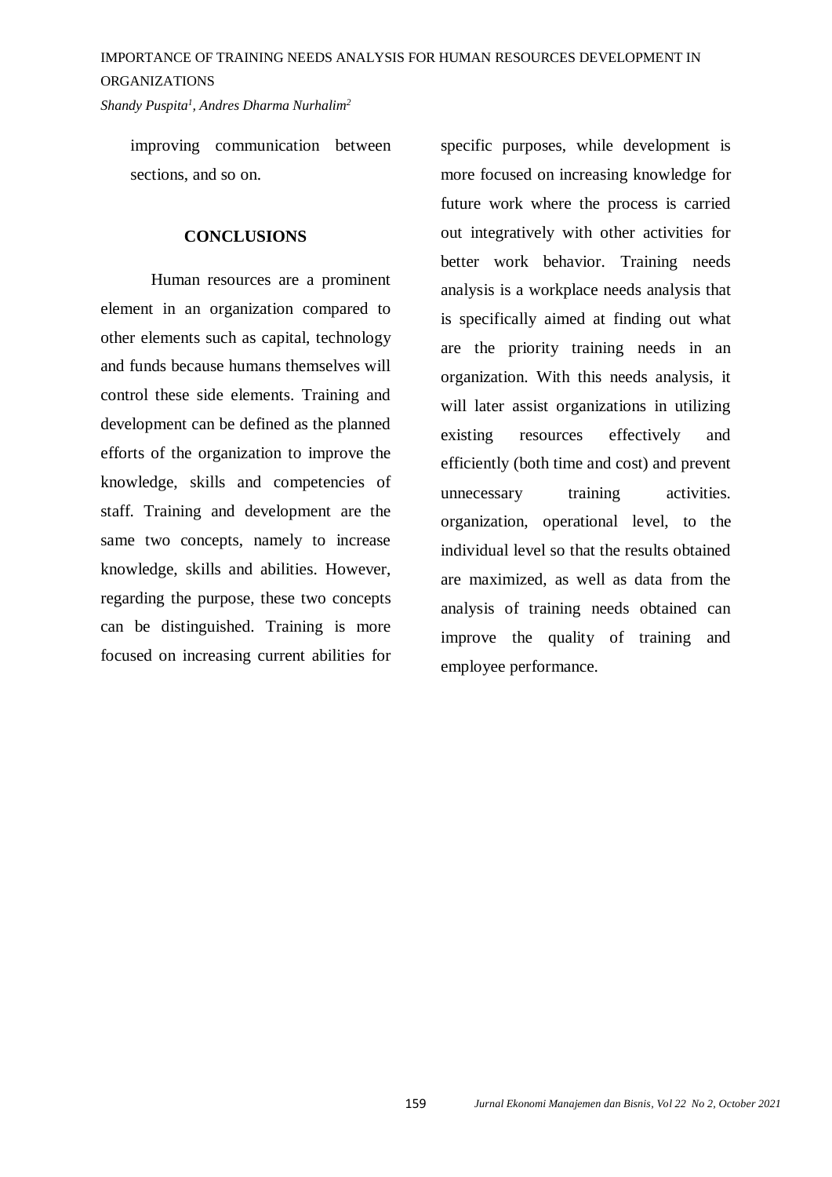improving communication between sections, and so on.

## CONCLUSIONS

Human resources are a prominent element in an organization compared to other elements such as capital, technology and funds because humans themselves will control these side elements. Training and development can be defined as the planned efforts of the organization to improve the knowledge, skills and competencies of staff. Training and development are the same two concepts, namely to increase knowledge, skills and abilities. However, regarding the purpose, these two concepts can be distinguished. Training is more focused on increasing current abilities for specific purposes, while development is more focused on increasing knowledge for future work where the process is carried out integratively with other activities for better work behavior. Training needs analysis is a workplace needs analysis that is specifically aimed at finding out what are the priority training needs in an organization. With this needs analysis, it will later assist organizations in utilizing existing resources effectively and efficiently (both time and cost) and prevent unnecessary training activities. organization, operational level, to the individual level so that the results obtained are maximized, as well as data from the analysis of training needs obtained can improve the quality of training and employee performance.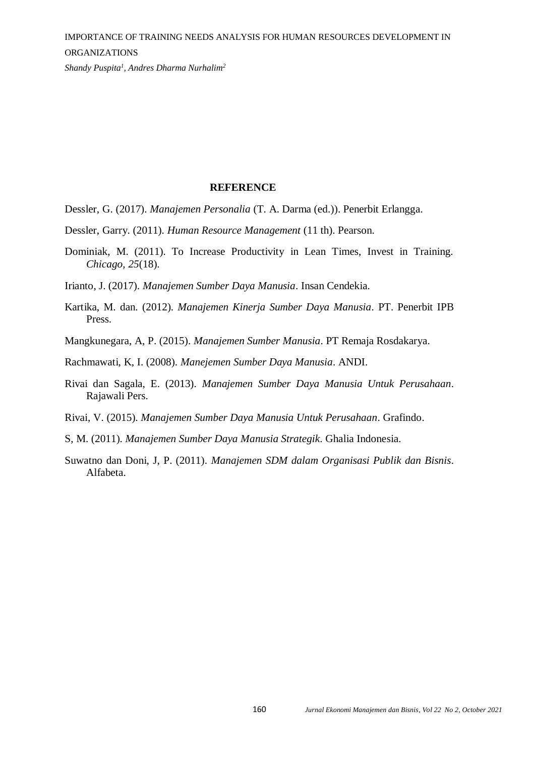## REFERENCE

Dessler, G. (2017). *Manajemen Personalia* (T. A. Darma (ed.)). Penerbit Erlangga.

Dessler, Garry. (2011). *Human Resource Management* (11 th). Pearson.

Dominiak, M. (2011). To Increase Productivity in Lean Times, Invest in Training. *Chicago*, *25*(18).

Irianto, J. (2017). *Manajemen Sumber Daya Manusia*. Insan Cendekia.

Kartika, M. dan. (2012). *Manajemen Kinerja Sumber Daya Manusia*. PT. Penerbit IPB Press.

Mangkunegara, A, P. (2015). *Manajemen Sumber Manusia*. PT Remaja Rosdakarya.

Rachmawati, K, I. (2008). *Manejemen Sumber Daya Manusia*. ANDI.

Rivai dan Sagala, E. (2013). *Manajemen Sumber Daya Manusia Untuk Perusahaan*. Rajawali Pers.

Rivai, V. (2015). *Manajemen Sumber Daya Manusia Untuk Perusahaan*. Grafindo.

S, M. (2011). *Manajemen Sumber Daya Manusia Strategik*. Ghalia Indonesia.

Suwatno dan Doni, J, P. (2011). *Manajemen SDM dalam Organisasi Publik dan Bisnis*. Alfabeta.